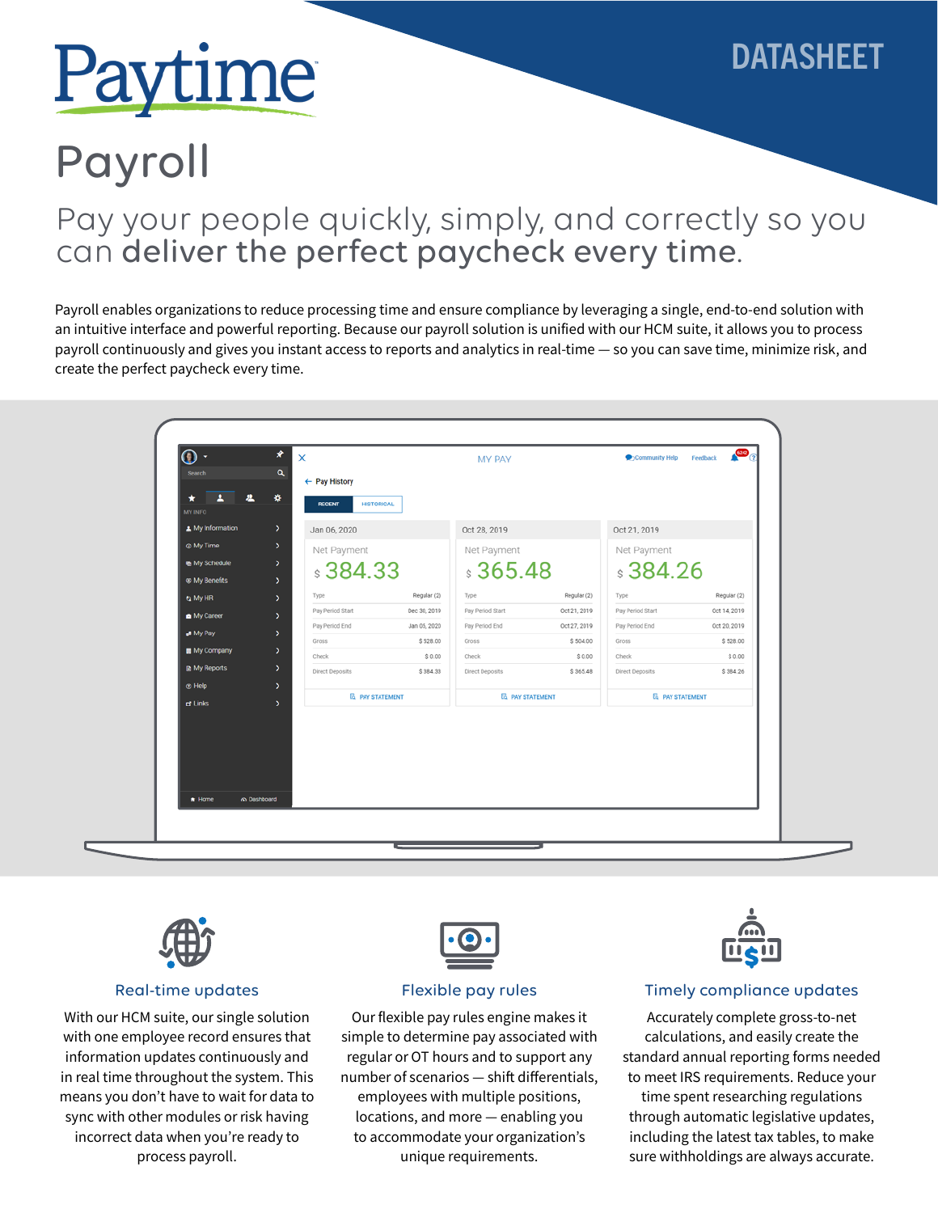DATASHEET

# Paytime

# Payroll

## Pay your people quickly, simply, and correctly so you can **deliver the perfect paycheck every time**.

Payroll enables organizations to reduce processing time and ensure compliance by leveraging a single, end-to-end solution with an intuitive interface and powerful reporting. Because our payroll solution is unified with our HCM suite, it allows you to process payroll continuously and gives you instant access to reports and analytics in real-time — so you can save time, minimize risk, and create the perfect paycheck every time.

### Real-time updates

With our HCM suite, our single solution with one employee record ensures that information updates continuously and in real time throughout the system. This means you don't have to wait for data to sync with other modules or risk having incorrect data when you're ready to process payroll.

### Flexible pay rules

Our flexible pay rules engine makes it simple to determine pay associated with regular or OT hours and to support any number of scenarios — shift differentials, employees with multiple positions, locations, and more — enabling you to accommodate your organization's unique requirements.

### Timely compliance updates

Accurately complete gross-to-net calculations, and easily create the standard annual reporting forms needed to meet IRS requirements. Reduce your time spent researching regulations through automatic legislative updates, including the latest tax tables, to make sure withholdings are always accurate.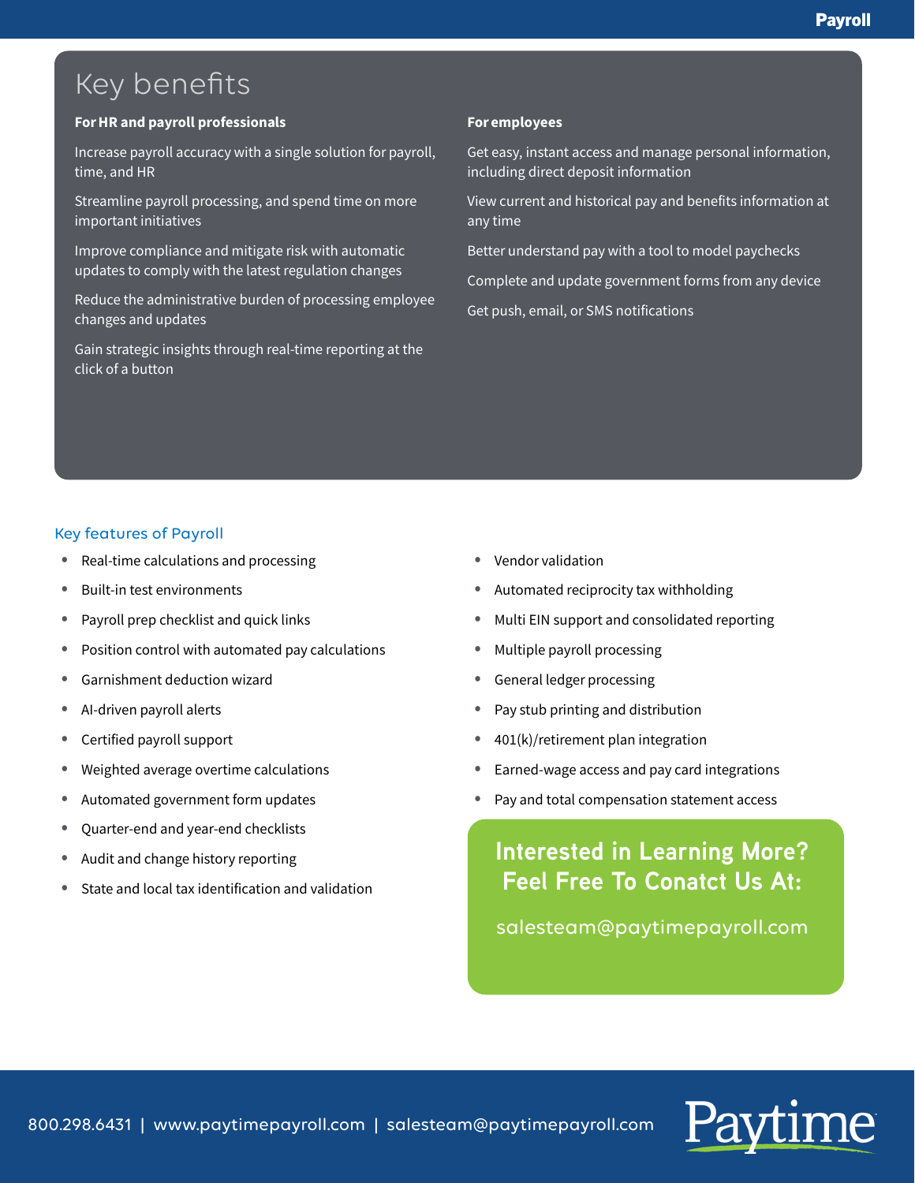# Key benefits

**For HR and payroll professionals**

Increase payroll accuracy with a single solution for payroll, time, and HR

Streamline payroll processing, and spend time on more important initiatives

Improve compliance and mitigate risk with automatic updates to comply with the latest regulation changes

Reduce the administrative burden of processing employee changes and updates

Gain strategic insights through real-time reporting at the click of a button

**For employees**

Get easy, instant access and manage personal information, including direct deposit information

View current and historical pay and benefits information at any time

Better understand pay with a tool to model paychecks

Complete and update government forms from any device

Get push, email, or SMS notifications

## Key features of Payroll

- Real-time calculations and processing
- Built-in test environments
- Payroll prep checklist and quick links
- Position control with automated pay calculations
- Garnishment deduction wizard
- AI-driven payroll alerts
- Certified payroll support
- Weighted average overtime calculations
- Automated government form updates
- Quarter-end and year-end checklists
- Audit and change history reporting
- State and local tax identification and validation
- Vendor validation
- Automated reciprocity tax withholding
- Multi EIN support and consolidated reporting
- Multiple payroll processing
- General ledger processing
- Pay stub printing and distribution
- 401(k)/retirement plan integration
- Earned-wage access and pay card integrations
- Pay and total compensation statement access

**Interested in Learning More? Feel Free To Conatct Us At:**

salesteam@paytimepayroll.com

800.298.6431 | www.paytimepayroll.com | salesteam@paytimepayroll.com

Paytime